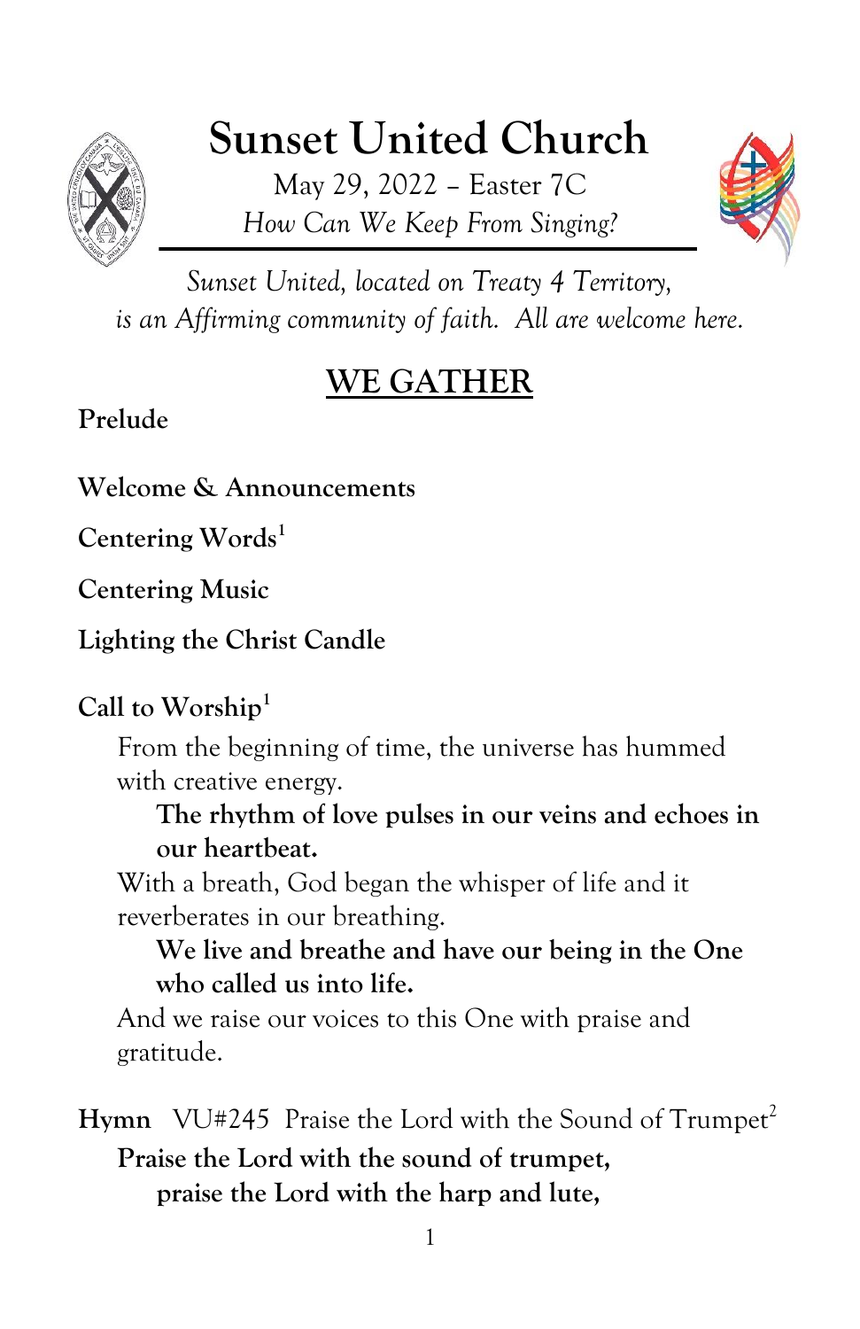# Sunset United Church

May 29, 2022 – Easter 7C

*How Can We Keep From Singing?*

*Sunset United, located on Treaty 4 Territory, is an Affirming community of faith. All are welcome here.*

## WE GATHER

**Prelude**

**Welcome & Announcements**

**Centering Words**[1]

**Centering Music**

**Lighting the Christ Candle**

**Call to Worship**[1]

From the beginning of time, the universe has hummed with creative energy.

**The rhythm of love pulses in our veins and echoes in our heartbeat.**

With a breath, God began the whisper of life and it reverberates in our breathing.

**We live and breathe and have our being in the One who called us into life.**

And we raise our voices to this One with praise and gratitude.

**Hymn** VU#245 Praise the Lord with the Sound of Trumpet[2]

**Praise the Lord with the sound of trumpet,**

**praise the Lord with the harp and lute,**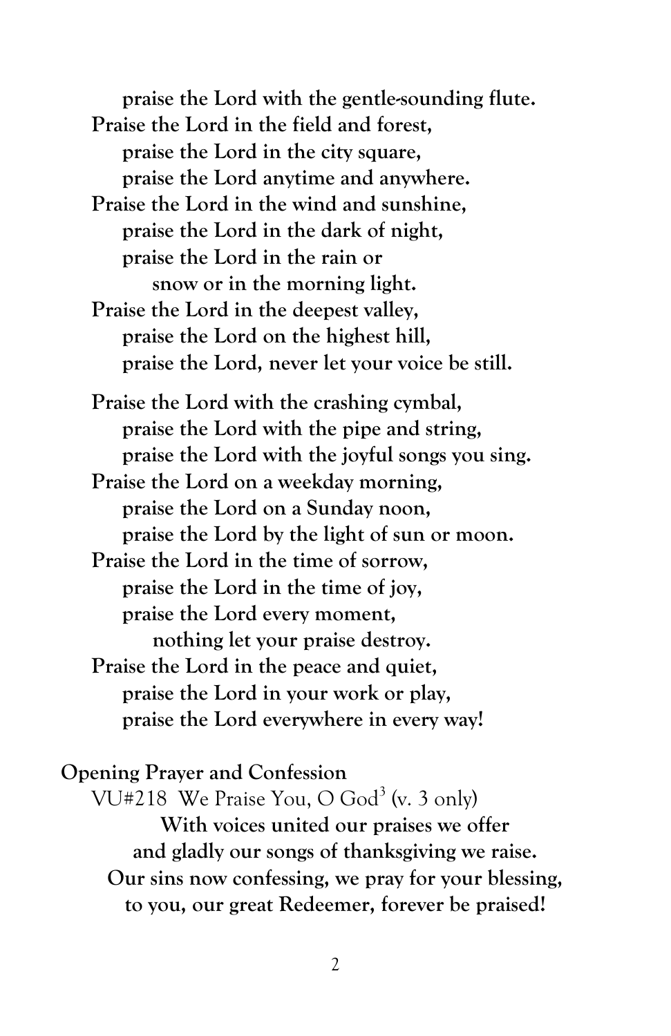**praise the Lord with the gentle-sounding flute.**
**Praise the Lord in the field and forest,**
**praise the Lord in the city square,**
**praise the Lord anytime and anywhere.**
**Praise the Lord in the wind and sunshine,**
**praise the Lord in the dark of night,**
**praise the Lord in the rain or**
**snow or in the morning light.**
**Praise the Lord in the deepest valley,**
**praise the Lord on the highest hill,**
**praise the Lord, never let your voice be still.**

**Praise the Lord with the crashing cymbal,**
**praise the Lord with the pipe and string,**
**praise the Lord with the joyful songs you sing.**
**Praise the Lord on a weekday morning,**
**praise the Lord on a Sunday noon,**
**praise the Lord by the light of sun or moon.**
**Praise the Lord in the time of sorrow,**
**praise the Lord in the time of joy,**
**praise the Lord every moment,**
**nothing let your praise destroy.**
**Praise the Lord in the peace and quiet,**
**praise the Lord in your work or play,**
**praise the Lord everywhere in every way!**

**Opening Prayer and Confession**

VU#218 We Praise You, O God[3] (v. 3 only)

**With voices united our praises we offer**
**and gladly our songs of thanksgiving we raise.**
**Our sins now confessing, we pray for your blessing,**
**to you, our great Redeemer, forever be praised!**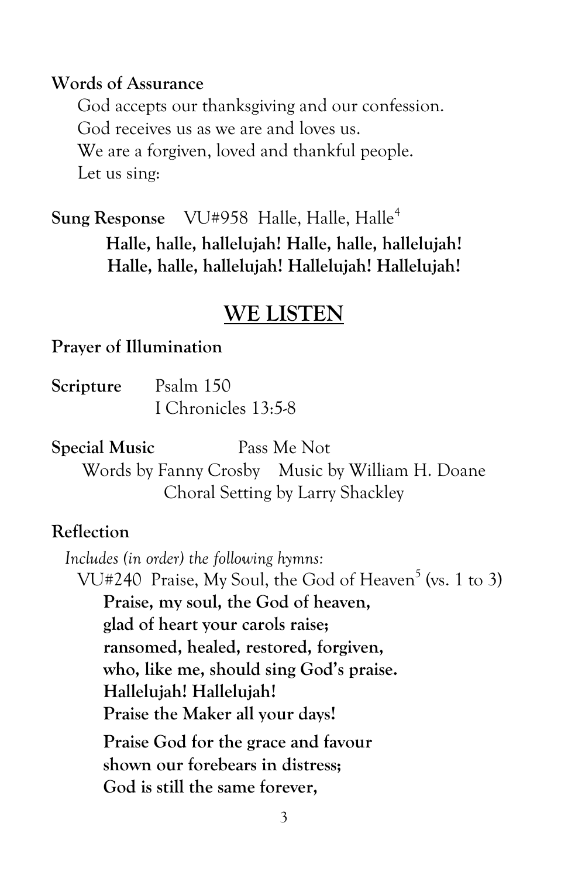**Words of Assurance**

God accepts our thanksgiving and our confession.
God receives us as we are and loves us.
We are a forgiven, loved and thankful people.
Let us sing:

**Sung Response** VU#958 Halle, Halle, Halle[4]

**Halle, halle, hallelujah! Halle, halle, hallelujah!**
**Halle, halle, hallelujah! Hallelujah! Hallelujah!**

## WE LISTEN

**Prayer of Illumination**

**Scripture** Psalm 150
I Chronicles 13:5-8

**Special Music** Pass Me Not
Words by Fanny Crosby Music by William H. Doane
Choral Setting by Larry Shackley

**Reflection**

*Includes (in order) the following hymns:*

VU#240 Praise, My Soul, the God of Heaven[5] (vs. 1 to 3)

**Praise, my soul, the God of heaven,**
**glad of heart your carols raise;**
**ransomed, healed, restored, forgiven,**
**who, like me, should sing God's praise.**
**Hallelujah! Hallelujah!**
**Praise the Maker all your days!**

**Praise God for the grace and favour**
**shown our forebears in distress;**
**God is still the same forever,**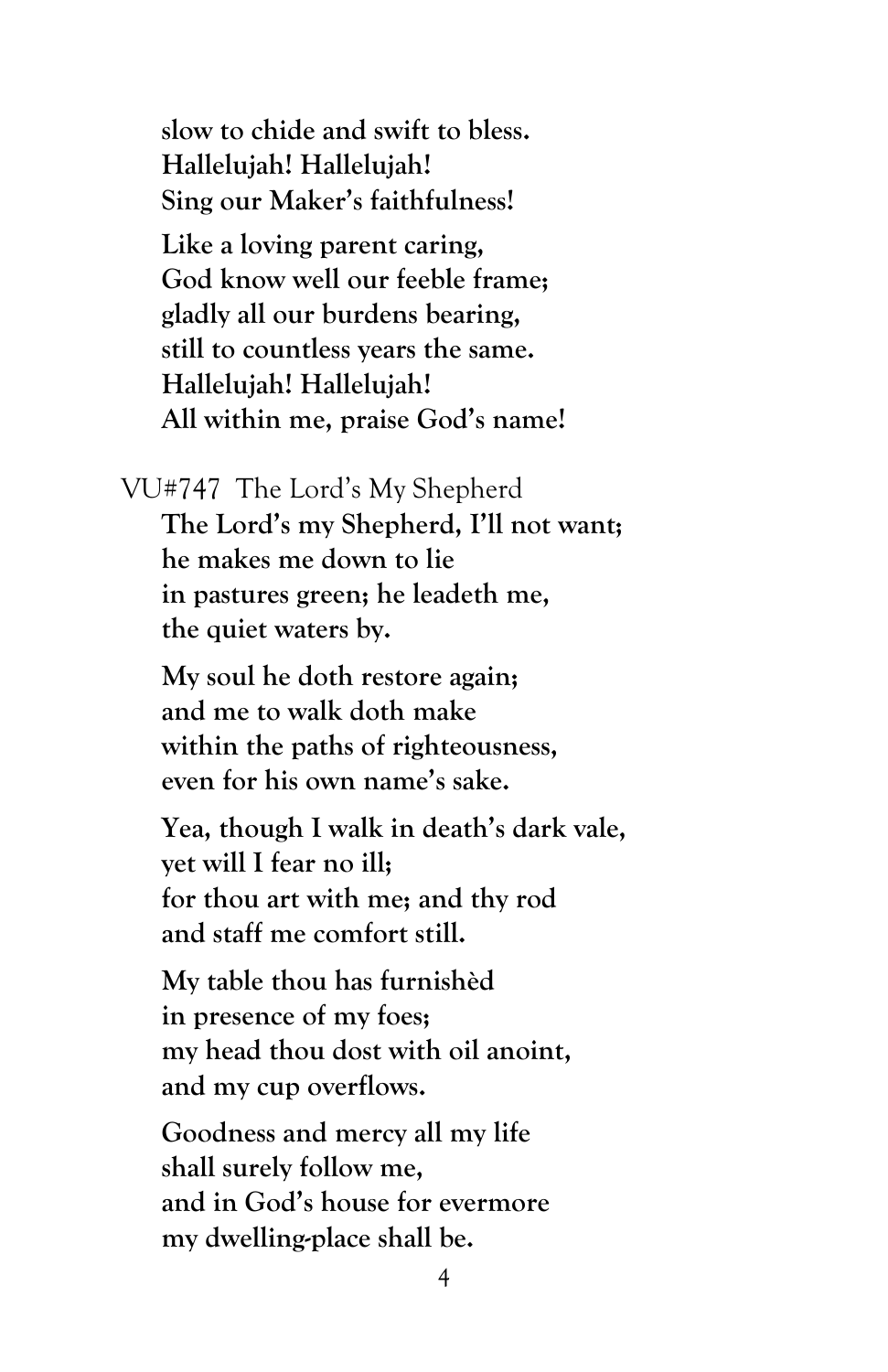**slow to chide and swift to bless.**
**Hallelujah! Hallelujah!**
**Sing our Maker's faithfulness!**

**Like a loving parent caring,**
**God know well our feeble frame;**
**gladly all our burdens bearing,**
**still to countless years the same.**
**Hallelujah! Hallelujah!**
**All within me, praise God's name!**

VU#747 The Lord's My Shepherd

**The Lord's my Shepherd, I'll not want;**
**he makes me down to lie**
**in pastures green; he leadeth me,**
**the quiet waters by.**

**My soul he doth restore again;**
**and me to walk doth make**
**within the paths of righteousness,**
**even for his own name's sake.**

**Yea, though I walk in death's dark vale,**
**yet will I fear no ill;**
**for thou art with me; and thy rod**
**and staff me comfort still.**

**My table thou has furnishèd**
**in presence of my foes;**
**my head thou dost with oil anoint,**
**and my cup overflows.**

**Goodness and mercy all my life**
**shall surely follow me,**
**and in God's house for evermore**
**my dwelling-place shall be.**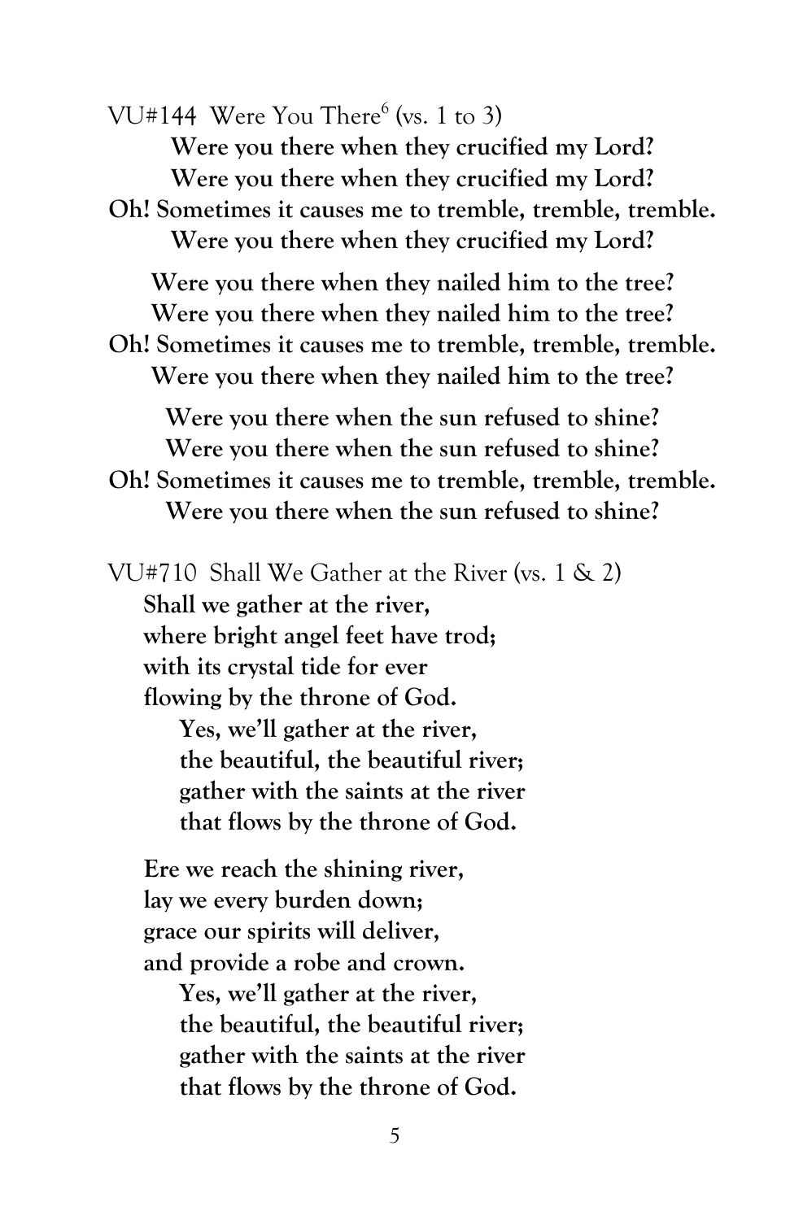VU#144 Were You There[6] (vs. 1 to 3)

**Were you there when they crucified my Lord?**
**Were you there when they crucified my Lord?**
**Oh! Sometimes it causes me to tremble, tremble, tremble.**
**Were you there when they crucified my Lord?**

**Were you there when they nailed him to the tree?**
**Were you there when they nailed him to the tree?**
**Oh! Sometimes it causes me to tremble, tremble, tremble.**
**Were you there when they nailed him to the tree?**

**Were you there when the sun refused to shine?**
**Were you there when the sun refused to shine?**
**Oh! Sometimes it causes me to tremble, tremble, tremble.**
**Were you there when the sun refused to shine?**

VU#710 Shall We Gather at the River (vs. 1 & 2)

**Shall we gather at the river,**
**where bright angel feet have trod;**
**with its crystal tide for ever**
**flowing by the throne of God.**
**Yes, we'll gather at the river,**
**the beautiful, the beautiful river;**
**gather with the saints at the river**
**that flows by the throne of God.**

**Ere we reach the shining river,**
**lay we every burden down;**
**grace our spirits will deliver,**
**and provide a robe and crown.**
**Yes, we'll gather at the river,**
**the beautiful, the beautiful river;**
**gather with the saints at the river**
**that flows by the throne of God.**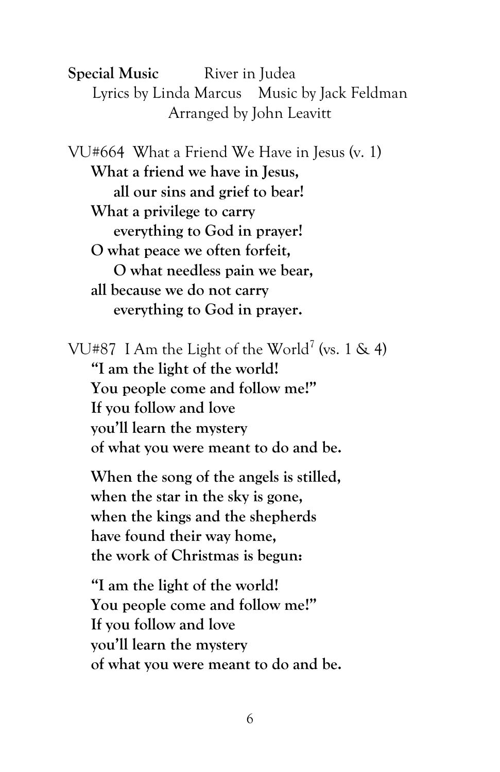**Special Music** River in Judea
Lyrics by Linda Marcus Music by Jack Feldman
Arranged by John Leavitt

VU#664 What a Friend We Have in Jesus (v. 1)

**What a friend we have in Jesus,**
**all our sins and grief to bear!**
**What a privilege to carry**
**everything to God in prayer!**
**O what peace we often forfeit,**
**O what needless pain we bear,**
**all because we do not carry**
**everything to God in prayer.**

VU#87 I Am the Light of the World[7] (vs. 1 & 4)

**"I am the light of the world!**
**You people come and follow me!"**
**If you follow and love**
**you'll learn the mystery**
**of what you were meant to do and be.**

**When the song of the angels is stilled,**
**when the star in the sky is gone,**
**when the kings and the shepherds**
**have found their way home,**
**the work of Christmas is begun:**

**"I am the light of the world!**
**You people come and follow me!"**
**If you follow and love**
**you'll learn the mystery**
**of what you were meant to do and be.**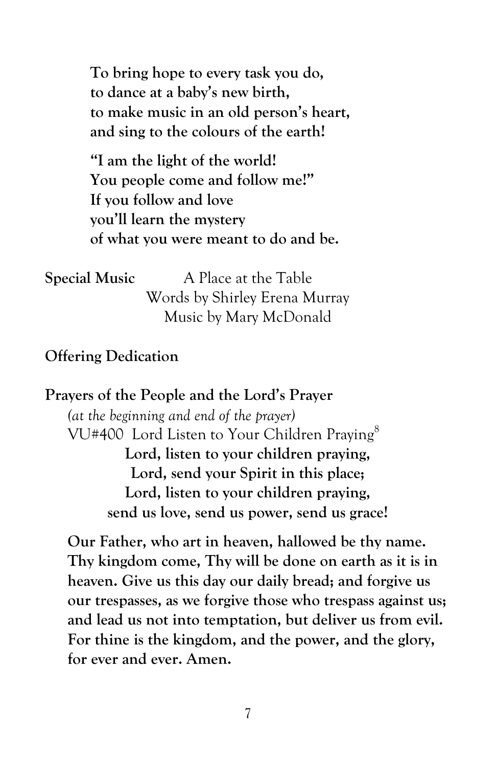**To bring hope to every task you do,**
**to dance at a baby's new birth,**
**to make music in an old person's heart,**
**and sing to the colours of the earth!**

**"I am the light of the world!**
**You people come and follow me!"**
**If you follow and love**
**you'll learn the mystery**
**of what you were meant to do and be.**

**Special Music** A Place at the Table
Words by Shirley Erena Murray
Music by Mary McDonald

**Offering Dedication**

**Prayers of the People and the Lord's Prayer**

*(at the beginning and end of the prayer)*

VU#400 Lord Listen to Your Children Praying[8]

**Lord, listen to your children praying,**
**Lord, send your Spirit in this place;**
**Lord, listen to your children praying,**
**send us love, send us power, send us grace!**

**Our Father, who art in heaven, hallowed be thy name. Thy kingdom come, Thy will be done on earth as it is in heaven. Give us this day our daily bread; and forgive us our trespasses, as we forgive those who trespass against us; and lead us not into temptation, but deliver us from evil. For thine is the kingdom, and the power, and the glory, for ever and ever. Amen.**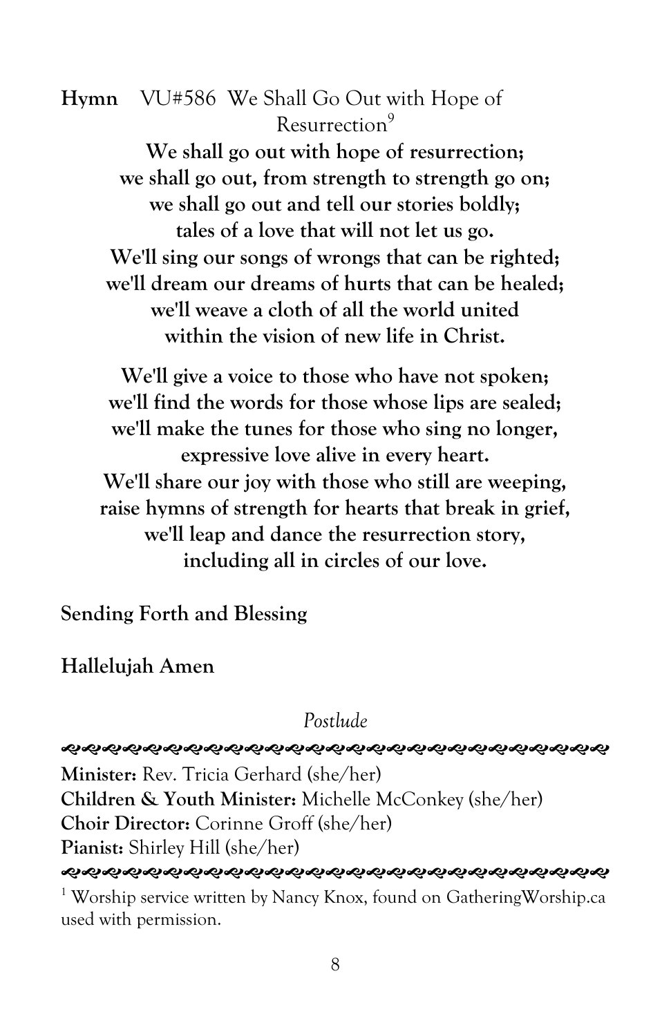**Hymn** VU#586 We Shall Go Out with Hope of Resurrection[9]

**We shall go out with hope of resurrection;**
**we shall go out, from strength to strength go on;**
**we shall go out and tell our stories boldly;**
**tales of a love that will not let us go.**
**We'll sing our songs of wrongs that can be righted;**
**we'll dream our dreams of hurts that can be healed;**
**we'll weave a cloth of all the world united**
**within the vision of new life in Christ.**

**We'll give a voice to those who have not spoken;**
**we'll find the words for those whose lips are sealed;**
**we'll make the tunes for those who sing no longer,**
**expressive love alive in every heart.**
**We'll share our joy with those who still are weeping,**
**raise hymns of strength for hearts that break in grief,**
**we'll leap and dance the resurrection story,**
**including all in circles of our love.**

**Sending Forth and Blessing**

**Hallelujah Amen**

*Postlude*

---

**Minister:** Rev. Tricia Gerhard (she/her)
**Children & Youth Minister:** Michelle McConkey (she/her)
**Choir Director:** Corinne Groff (she/her)
**Pianist:** Shirley Hill (she/her)

---

[1] Worship service written by Nancy Knox, found on GatheringWorship.ca used with permission.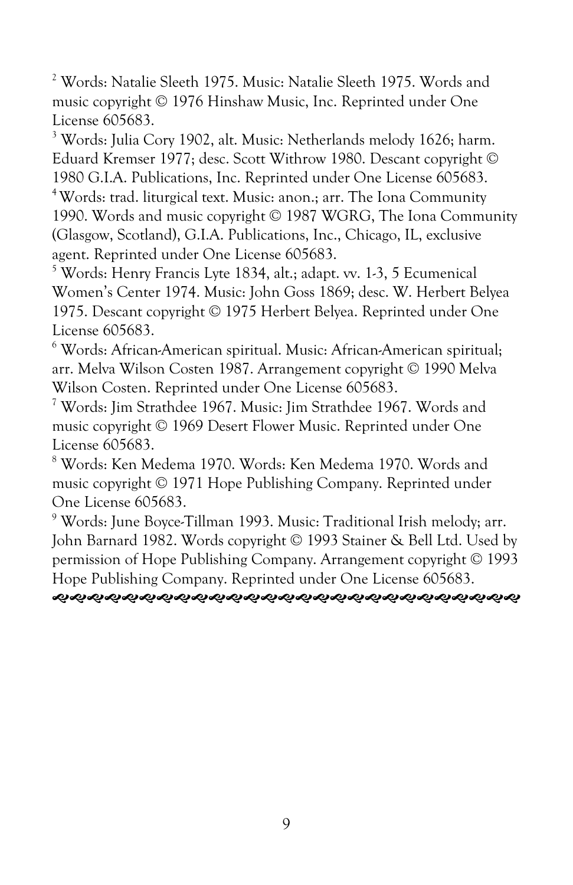[2] Words: Natalie Sleeth 1975. Music: Natalie Sleeth 1975. Words and music copyright © 1976 Hinshaw Music, Inc. Reprinted under One License 605683.

[3] Words: Julia Cory 1902, alt. Music: Netherlands melody 1626; harm. Eduard Kremser 1977; desc. Scott Withrow 1980. Descant copyright © 1980 G.I.A. Publications, Inc. Reprinted under One License 605683.

[4] Words: trad. liturgical text. Music: anon.; arr. The Iona Community 1990. Words and music copyright © 1987 WGRG, The Iona Community (Glasgow, Scotland), G.I.A. Publications, Inc., Chicago, IL, exclusive agent. Reprinted under One License 605683.

[5] Words: Henry Francis Lyte 1834, alt.; adapt. vv. 1-3, 5 Ecumenical Women's Center 1974. Music: John Goss 1869; desc. W. Herbert Belyea 1975. Descant copyright © 1975 Herbert Belyea. Reprinted under One License 605683.

[6] Words: African-American spiritual. Music: African-American spiritual; arr. Melva Wilson Costen 1987. Arrangement copyright © 1990 Melva Wilson Costen. Reprinted under One License 605683.

[7] Words: Jim Strathdee 1967. Music: Jim Strathdee 1967. Words and music copyright © 1969 Desert Flower Music. Reprinted under One License 605683.

[8] Words: Ken Medema 1970. Words: Ken Medema 1970. Words and music copyright © 1971 Hope Publishing Company. Reprinted under One License 605683.

[9] Words: June Boyce-Tillman 1993. Music: Traditional Irish melody; arr. John Barnard 1982. Words copyright © 1993 Stainer & Bell Ltd. Used by permission of Hope Publishing Company. Arrangement copyright © 1993 Hope Publishing Company. Reprinted under One License 605683.